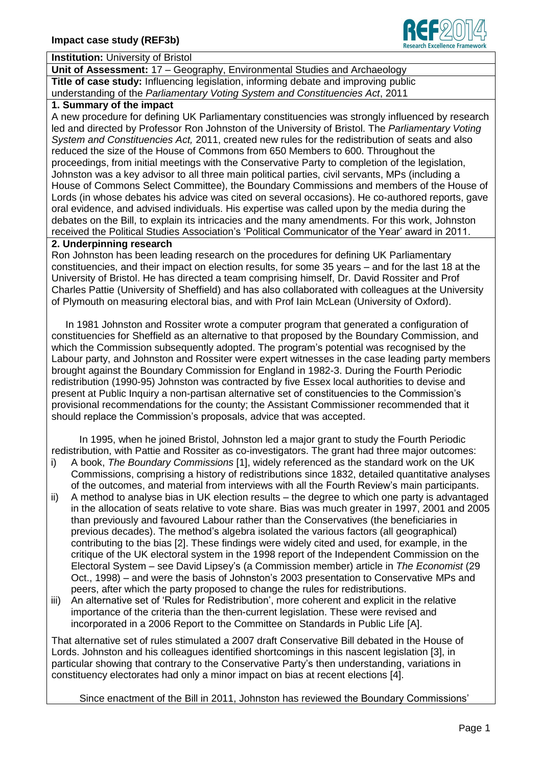**Impact case study (REF3b)**

**Institution:** University of Bristol

**Unit of Assessment:** 17 – Geography, Environmental Studies and Archaeology

**Title of case study:** Influencing legislation, informing debate and improving public understanding of the *Parliamentary Voting System and Constituencies Act*, 2011

## 1. Summary of the impact

A new procedure for defining UK Parliamentary constituencies was strongly influenced by research led and directed by Professor Ron Johnston of the University of Bristol. The *Parliamentary Voting System and Constituencies Act,* 2011, created new rules for the redistribution of seats and also reduced the size of the House of Commons from 650 Members to 600. Throughout the proceedings, from initial meetings with the Conservative Party to completion of the legislation, Johnston was a key advisor to all three main political parties, civil servants, MPs (including a House of Commons Select Committee), the Boundary Commissions and members of the House of Lords (in whose debates his advice was cited on several occasions). He co-authored reports, gave oral evidence, and advised individuals. His expertise was called upon by the media during the debates on the Bill, to explain its intricacies and the many amendments. For this work, Johnston received the Political Studies Association's 'Political Communicator of the Year' award in 2011.

## 2. Underpinning research

Ron Johnston has been leading research on the procedures for defining UK Parliamentary constituencies, and their impact on election results, for some 35 years – and for the last 18 at the University of Bristol. He has directed a team comprising himself, Dr. David Rossiter and Prof Charles Pattie (University of Sheffield) and has also collaborated with colleagues at the University of Plymouth on measuring electoral bias, and with Prof Iain McLean (University of Oxford).

In 1981 Johnston and Rossiter wrote a computer program that generated a configuration of constituencies for Sheffield as an alternative to that proposed by the Boundary Commission, and which the Commission subsequently adopted. The program's potential was recognised by the Labour party, and Johnston and Rossiter were expert witnesses in the case leading party members brought against the Boundary Commission for England in 1982-3. During the Fourth Periodic redistribution (1990-95) Johnston was contracted by five Essex local authorities to devise and present at Public Inquiry a non-partisan alternative set of constituencies to the Commission's provisional recommendations for the county; the Assistant Commissioner recommended that it should replace the Commission's proposals, advice that was accepted.

In 1995, when he joined Bristol, Johnston led a major grant to study the Fourth Periodic redistribution, with Pattie and Rossiter as co-investigators. The grant had three major outcomes:

i) A book, *The Boundary Commissions* [1], widely referenced as the standard work on the UK Commissions, comprising a history of redistributions since 1832, detailed quantitative analyses of the outcomes, and material from interviews with all the Fourth Review's main participants.
ii) A method to analyse bias in UK election results – the degree to which one party is advantaged in the allocation of seats relative to vote share. Bias was much greater in 1997, 2001 and 2005 than previously and favoured Labour rather than the Conservatives (the beneficiaries in previous decades). The method's algebra isolated the various factors (all geographical) contributing to the bias [2]. These findings were widely cited and used, for example, in the critique of the UK electoral system in the 1998 report of the Independent Commission on the Electoral System – see David Lipsey's (a Commission member) article in *The Economist* (29 Oct., 1998) – and were the basis of Johnston's 2003 presentation to Conservative MPs and peers, after which the party proposed to change the rules for redistributions.
iii) An alternative set of 'Rules for Redistribution', more coherent and explicit in the relative importance of the criteria than the then-current legislation. These were revised and incorporated in a 2006 Report to the Committee on Standards in Public Life [A].

That alternative set of rules stimulated a 2007 draft Conservative Bill debated in the House of Lords. Johnston and his colleagues identified shortcomings in this nascent legislation [3], in particular showing that contrary to the Conservative Party's then understanding, variations in constituency electorates had only a minor impact on bias at recent elections [4].

Since enactment of the Bill in 2011, Johnston has reviewed the Boundary Commissions'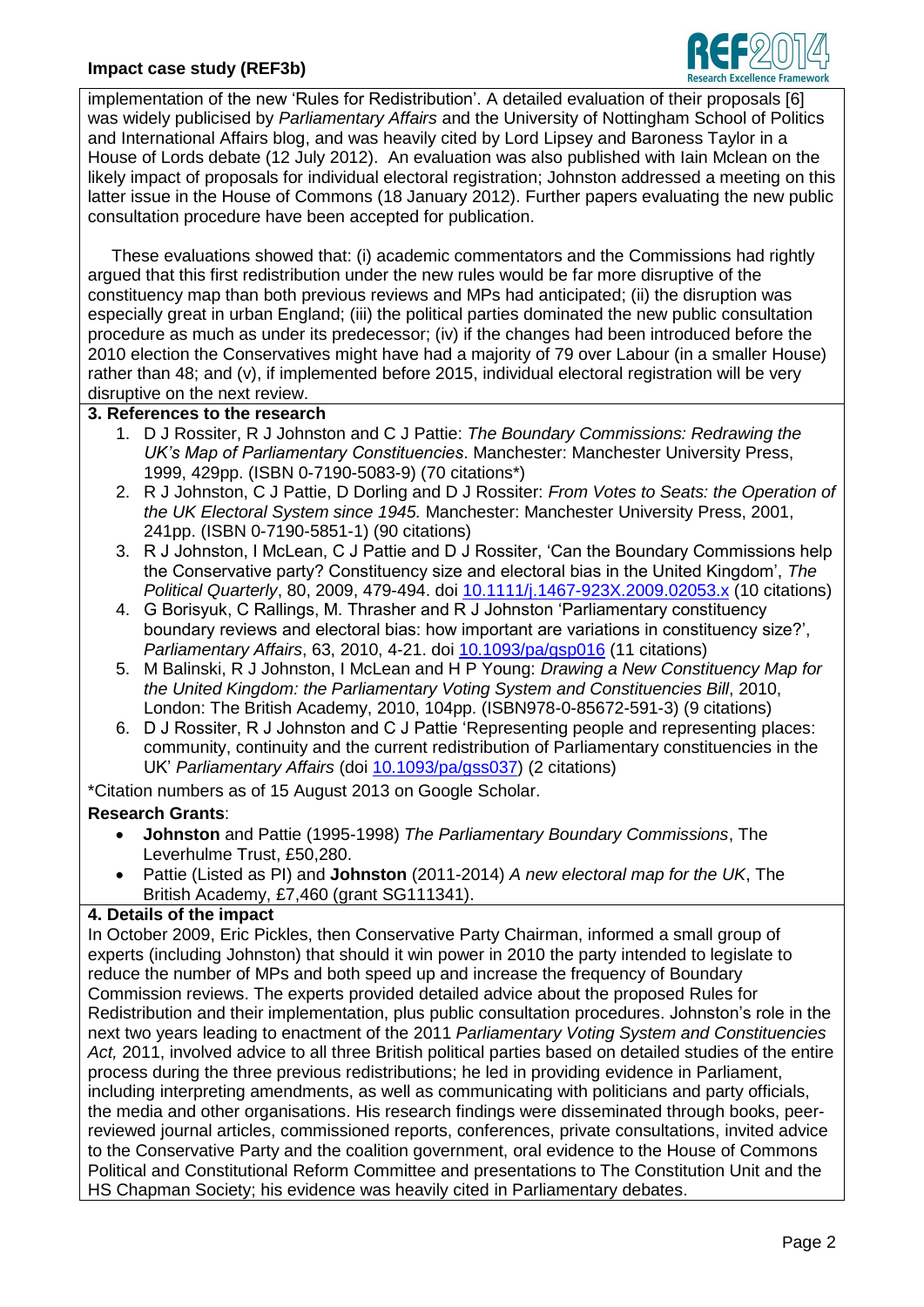implementation of the new 'Rules for Redistribution'. A detailed evaluation of their proposals [6] was widely publicised by *Parliamentary Affairs* and the University of Nottingham School of Politics and International Affairs blog, and was heavily cited by Lord Lipsey and Baroness Taylor in a House of Lords debate (12 July 2012). An evaluation was also published with Iain Mclean on the likely impact of proposals for individual electoral registration; Johnston addressed a meeting on this latter issue in the House of Commons (18 January 2012). Further papers evaluating the new public consultation procedure have been accepted for publication.

These evaluations showed that: (i) academic commentators and the Commissions had rightly argued that this first redistribution under the new rules would be far more disruptive of the constituency map than both previous reviews and MPs had anticipated; (ii) the disruption was especially great in urban England; (iii) the political parties dominated the new public consultation procedure as much as under its predecessor; (iv) if the changes had been introduced before the 2010 election the Conservatives might have had a majority of 79 over Labour (in a smaller House) rather than 48; and (v), if implemented before 2015, individual electoral registration will be very disruptive on the next review.

### 3. References to the research

1. D J Rossiter, R J Johnston and C J Pattie: *The Boundary Commissions: Redrawing the UK's Map of Parliamentary Constituencies*. Manchester: Manchester University Press, 1999, 429pp. (ISBN 0-7190-5083-9) (70 citations*)
2. R J Johnston, C J Pattie, D Dorling and D J Rossiter: *From Votes to Seats: the Operation of the UK Electoral System since 1945.* Manchester: Manchester University Press, 2001, 241pp. (ISBN 0-7190-5851-1) (90 citations)
3. R J Johnston, I McLean, C J Pattie and D J Rossiter, 'Can the Boundary Commissions help the Conservative party? Constituency size and electoral bias in the United Kingdom', *The Political Quarterly*, 80, 2009, 479-494. doi 10.1111/j.1467-923X.2009.02053.x (10 citations)
4. G Borisyuk, C Rallings, M. Thrasher and R J Johnston 'Parliamentary constituency boundary reviews and electoral bias: how important are variations in constituency size?', *Parliamentary Affairs*, 63, 2010, 4-21. doi 10.1093/pa/gsp016 (11 citations)
5. M Balinski, R J Johnston, I McLean and H P Young: *Drawing a New Constituency Map for the United Kingdom: the Parliamentary Voting System and Constituencies Bill*, 2010, London: The British Academy, 2010, 104pp. (ISBN978-0-85672-591-3) (9 citations)
6. D J Rossiter, R J Johnston and C J Pattie 'Representing people and representing places: community, continuity and the current redistribution of Parliamentary constituencies in the UK' *Parliamentary Affairs* (doi 10.1093/pa/gss037) (2 citations)

*Citation numbers as of 15 August 2013 on Google Scholar.

**Research Grants**:

- **Johnston** and Pattie (1995-1998) *The Parliamentary Boundary Commissions*, The Leverhulme Trust, £50,280.
- Pattie (Listed as PI) and **Johnston** (2011-2014) *A new electoral map for the UK*, The British Academy, £7,460 (grant SG111341).

### 4. Details of the impact

In October 2009, Eric Pickles, then Conservative Party Chairman, informed a small group of experts (including Johnston) that should it win power in 2010 the party intended to legislate to reduce the number of MPs and both speed up and increase the frequency of Boundary Commission reviews. The experts provided detailed advice about the proposed Rules for Redistribution and their implementation, plus public consultation procedures. Johnston's role in the next two years leading to enactment of the 2011 *Parliamentary Voting System and Constituencies Act,* 2011, involved advice to all three British political parties based on detailed studies of the entire process during the three previous redistributions; he led in providing evidence in Parliament, including interpreting amendments, as well as communicating with politicians and party officials, the media and other organisations. His research findings were disseminated through books, peer-reviewed journal articles, commissioned reports, conferences, private consultations, invited advice to the Conservative Party and the coalition government, oral evidence to the House of Commons Political and Constitutional Reform Committee and presentations to The Constitution Unit and the HS Chapman Society; his evidence was heavily cited in Parliamentary debates.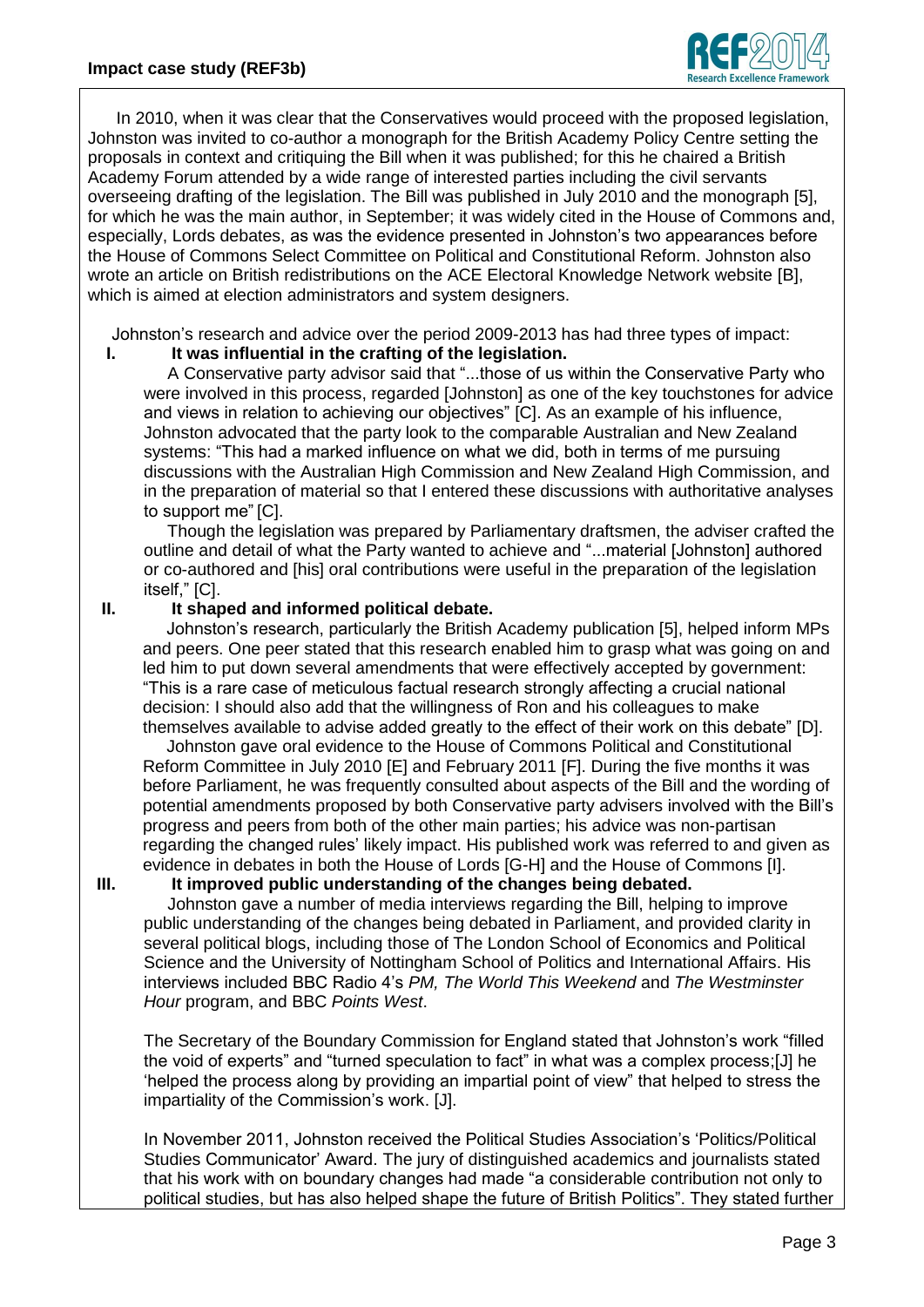In 2010, when it was clear that the Conservatives would proceed with the proposed legislation, Johnston was invited to co-author a monograph for the British Academy Policy Centre setting the proposals in context and critiquing the Bill when it was published; for this he chaired a British Academy Forum attended by a wide range of interested parties including the civil servants overseeing drafting of the legislation. The Bill was published in July 2010 and the monograph [5], for which he was the main author, in September; it was widely cited in the House of Commons and, especially, Lords debates, as was the evidence presented in Johnston's two appearances before the House of Commons Select Committee on Political and Constitutional Reform. Johnston also wrote an article on British redistributions on the ACE Electoral Knowledge Network website [B], which is aimed at election administrators and system designers.

Johnston's research and advice over the period 2009-2013 has had three types of impact:

**I. It was influential in the crafting of the legislation.**

A Conservative party advisor said that "...those of us within the Conservative Party who were involved in this process, regarded [Johnston] as one of the key touchstones for advice and views in relation to achieving our objectives" [C]. As an example of his influence, Johnston advocated that the party look to the comparable Australian and New Zealand systems: "This had a marked influence on what we did, both in terms of me pursuing discussions with the Australian High Commission and New Zealand High Commission, and in the preparation of material so that I entered these discussions with authoritative analyses to support me" [C].

Though the legislation was prepared by Parliamentary draftsmen, the adviser crafted the outline and detail of what the Party wanted to achieve and "...material [Johnston] authored or co-authored and [his] oral contributions were useful in the preparation of the legislation itself," [C].

**II. It shaped and informed political debate.**

Johnston's research, particularly the British Academy publication [5], helped inform MPs and peers. One peer stated that this research enabled him to grasp what was going on and led him to put down several amendments that were effectively accepted by government: "This is a rare case of meticulous factual research strongly affecting a crucial national decision: I should also add that the willingness of Ron and his colleagues to make themselves available to advise added greatly to the effect of their work on this debate" [D].

Johnston gave oral evidence to the House of Commons Political and Constitutional Reform Committee in July 2010 [E] and February 2011 [F]. During the five months it was before Parliament, he was frequently consulted about aspects of the Bill and the wording of potential amendments proposed by both Conservative party advisers involved with the Bill's progress and peers from both of the other main parties; his advice was non-partisan regarding the changed rules' likely impact. His published work was referred to and given as evidence in debates in both the House of Lords [G-H] and the House of Commons [I].

**III. It improved public understanding of the changes being debated.**

Johnston gave a number of media interviews regarding the Bill, helping to improve public understanding of the changes being debated in Parliament, and provided clarity in several political blogs, including those of The London School of Economics and Political Science and the University of Nottingham School of Politics and International Affairs. His interviews included BBC Radio 4's *PM, The World This Weekend* and *The Westminster Hour* program, and BBC *Points West*.

The Secretary of the Boundary Commission for England stated that Johnston's work "filled the void of experts" and "turned speculation to fact" in what was a complex process;[J] he 'helped the process along by providing an impartial point of view" that helped to stress the impartiality of the Commission's work. [J].

In November 2011, Johnston received the Political Studies Association's 'Politics/Political Studies Communicator' Award. The jury of distinguished academics and journalists stated that his work with on boundary changes had made "a considerable contribution not only to political studies, but has also helped shape the future of British Politics". They stated further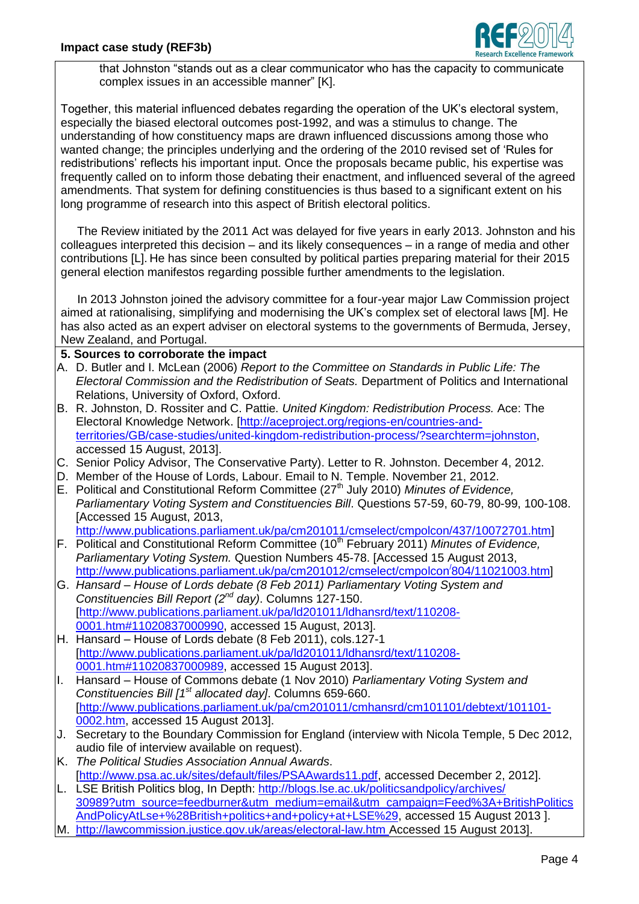that Johnston "stands out as a clear communicator who has the capacity to communicate complex issues in an accessible manner" [K].

Together, this material influenced debates regarding the operation of the UK's electoral system, especially the biased electoral outcomes post-1992, and was a stimulus to change. The understanding of how constituency maps are drawn influenced discussions among those who wanted change; the principles underlying and the ordering of the 2010 revised set of 'Rules for redistributions' reflects his important input. Once the proposals became public, his expertise was frequently called on to inform those debating their enactment, and influenced several of the agreed amendments. That system for defining constituencies is thus based to a significant extent on his long programme of research into this aspect of British electoral politics.

The Review initiated by the 2011 Act was delayed for five years in early 2013. Johnston and his colleagues interpreted this decision – and its likely consequences – in a range of media and other contributions [L]. He has since been consulted by political parties preparing material for their 2015 general election manifestos regarding possible further amendments to the legislation.

In 2013 Johnston joined the advisory committee for a four-year major Law Commission project aimed at rationalising, simplifying and modernising the UK's complex set of electoral laws [M]. He has also acted as an expert adviser on electoral systems to the governments of Bermuda, Jersey, New Zealand, and Portugal.

## 5. Sources to corroborate the impact

A. D. Butler and I. McLean (2006) *Report to the Committee on Standards in Public Life: The Electoral Commission and the Redistribution of Seats.* Department of Politics and International Relations, University of Oxford, Oxford.

B. R. Johnston, D. Rossiter and C. Pattie. *United Kingdom: Redistribution Process.* Ace: The Electoral Knowledge Network. [http://aceproject.org/regions-en/countries-and-territories/GB/case-studies/united-kingdom-redistribution-process/?searchterm=johnston, accessed 15 August, 2013].

C. Senior Policy Advisor, The Conservative Party). Letter to R. Johnston. December 4, 2012.

D. Member of the House of Lords, Labour. Email to N. Temple. November 21, 2012.

E. Political and Constitutional Reform Committee (27th July 2010) *Minutes of Evidence, Parliamentary Voting System and Constituencies Bill*. Questions 57-59, 60-79, 80-99, 100-108. [Accessed 15 August, 2013, http://www.publications.parliament.uk/pa/cm201011/cmselect/cmpolcon/437/10072701.htm]

F. Political and Constitutional Reform Committee (10th February 2011) *Minutes of Evidence, Parliamentary Voting System.* Question Numbers 45-78. [Accessed 15 August 2013, http://www.publications.parliament.uk/pa/cm201012/cmselect/cmpolcon/804/11021003.htm]

G. *Hansard – House of Lords debate (8 Feb 2011) Parliamentary Voting System and Constituencies Bill Report (2nd day)*. Columns 127-150. [http://www.publications.parliament.uk/pa/ld201011/ldhansrd/text/110208-0001.htm#11020837000990, accessed 15 August, 2013].

H. Hansard – House of Lords debate (8 Feb 2011), cols.127-1 [http://www.publications.parliament.uk/pa/ld201011/ldhansrd/text/110208-0001.htm#11020837000989, accessed 15 August 2013].

I. Hansard – House of Commons debate (1 Nov 2010) *Parliamentary Voting System and Constituencies Bill [1st allocated day]*. Columns 659-660. [http://www.publications.parliament.uk/pa/cm201011/cmhansrd/cm101101/debtext/101101-0002.htm, accessed 15 August 2013].

J. Secretary to the Boundary Commission for England (interview with Nicola Temple, 5 Dec 2012, audio file of interview available on request).

K. *The Political Studies Association Annual Awards*. [http://www.psa.ac.uk/sites/default/files/PSAAwards11.pdf, accessed December 2, 2012].

L. LSE British Politics blog, In Depth: http://blogs.lse.ac.uk/politicsandpolicy/archives/30989?utm_source=feedburner&utm_medium=email&utm_campaign=Feed%3A+BritishPoliticsAndPolicyAtLse+%28British+politics+and+policy+at+LSE%29, accessed 15 August 2013 ].

M. http://lawcommission.justice.gov.uk/areas/electoral-law.htm Accessed 15 August 2013].